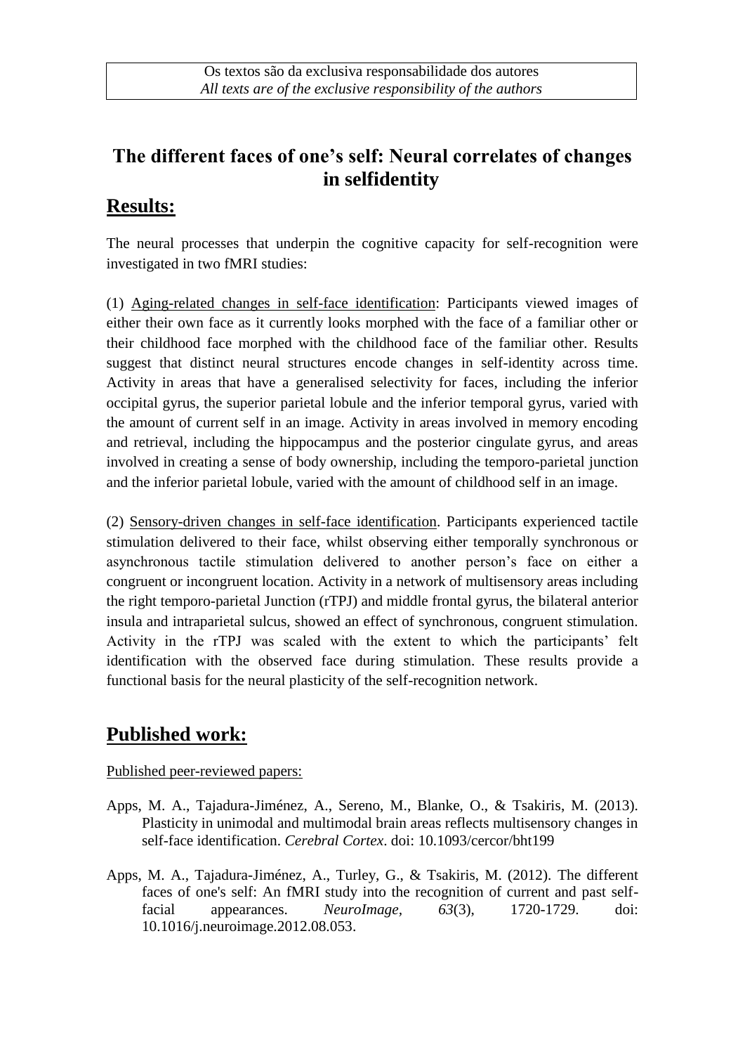Os textos são da exclusiva responsabilidade dos autores
*All texts are of the exclusive responsibility of the authors*

# The different faces of one's self: Neural correlates of changes in selfidentity

## Results:

The neural processes that underpin the cognitive capacity for self-recognition were investigated in two fMRI studies:

(1) Aging-related changes in self-face identification: Participants viewed images of either their own face as it currently looks morphed with the face of a familiar other or their childhood face morphed with the childhood face of the familiar other. Results suggest that distinct neural structures encode changes in self-identity across time. Activity in areas that have a generalised selectivity for faces, including the inferior occipital gyrus, the superior parietal lobule and the inferior temporal gyrus, varied with the amount of current self in an image. Activity in areas involved in memory encoding and retrieval, including the hippocampus and the posterior cingulate gyrus, and areas involved in creating a sense of body ownership, including the temporo-parietal junction and the inferior parietal lobule, varied with the amount of childhood self in an image.

(2) Sensory-driven changes in self-face identification. Participants experienced tactile stimulation delivered to their face, whilst observing either temporally synchronous or asynchronous tactile stimulation delivered to another person's face on either a congruent or incongruent location. Activity in a network of multisensory areas including the right temporo-parietal Junction (rTPJ) and middle frontal gyrus, the bilateral anterior insula and intraparietal sulcus, showed an effect of synchronous, congruent stimulation. Activity in the rTPJ was scaled with the extent to which the participants' felt identification with the observed face during stimulation. These results provide a functional basis for the neural plasticity of the self-recognition network.

## Published work:

Published peer-reviewed papers:

Apps, M. A., Tajadura-Jiménez, A., Sereno, M., Blanke, O., & Tsakiris, M. (2013). Plasticity in unimodal and multimodal brain areas reflects multisensory changes in self-face identification. *Cerebral Cortex*. doi: 10.1093/cercor/bht199

Apps, M. A., Tajadura-Jiménez, A., Turley, G., & Tsakiris, M. (2012). The different faces of one's self: An fMRI study into the recognition of current and past self-facial appearances. *NeuroImage, 63*(3), 1720-1729. doi: 10.1016/j.neuroimage.2012.08.053.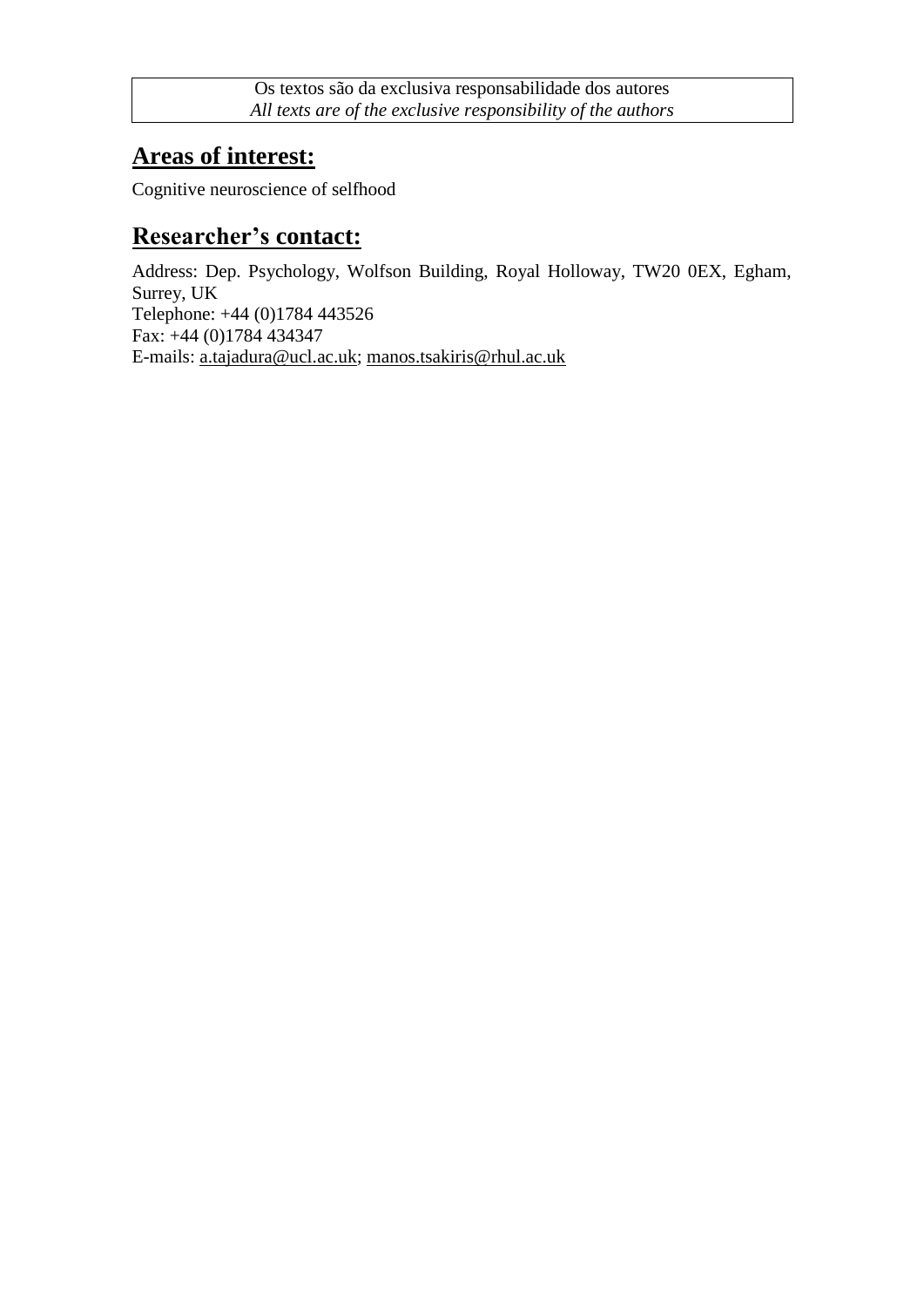Os textos são da exclusiva responsabilidade dos autores
*All texts are of the exclusive responsibility of the authors*

## Areas of interest:

Cognitive neuroscience of selfhood

## Researcher's contact:

Address: Dep. Psychology, Wolfson Building, Royal Holloway, TW20 0EX, Egham, Surrey, UK
Telephone: +44 (0)1784 443526
Fax: +44 (0)1784 434347
E-mails: a.tajadura@ucl.ac.uk; manos.tsakiris@rhul.ac.uk